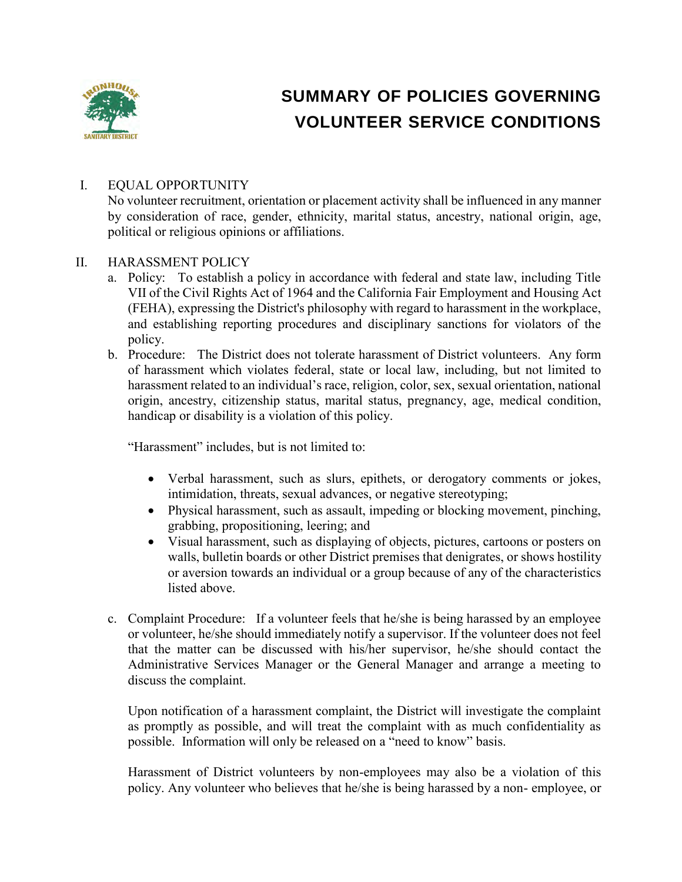# SUMMARY OF POLICIES GOVERNING VOLUNTEER SERVICE CONDITIONS

I. EQUAL OPPORTUNITY

No volunteer recruitment, orientation or placement activity shall be influenced in any manner by consideration of race, gender, ethnicity, marital status, ancestry, national origin, age, political or religious opinions or affiliations.

II. HARASSMENT POLICY

a. Policy: To establish a policy in accordance with federal and state law, including Title VII of the Civil Rights Act of 1964 and the California Fair Employment and Housing Act (FEHA), expressing the District's philosophy with regard to harassment in the workplace, and establishing reporting procedures and disciplinary sanctions for violators of the policy.

b. Procedure: The District does not tolerate harassment of District volunteers. Any form of harassment which violates federal, state or local law, including, but not limited to harassment related to an individual's race, religion, color, sex, sexual orientation, national origin, ancestry, citizenship status, marital status, pregnancy, age, medical condition, handicap or disability is a violation of this policy.

"Harassment" includes, but is not limited to:

- Verbal harassment, such as slurs, epithets, or derogatory comments or jokes, intimidation, threats, sexual advances, or negative stereotyping;
- Physical harassment, such as assault, impeding or blocking movement, pinching, grabbing, propositioning, leering; and
- Visual harassment, such as displaying of objects, pictures, cartoons or posters on walls, bulletin boards or other District premises that denigrates, or shows hostility or aversion towards an individual or a group because of any of the characteristics listed above.

c. Complaint Procedure: If a volunteer feels that he/she is being harassed by an employee or volunteer, he/she should immediately notify a supervisor. If the volunteer does not feel that the matter can be discussed with his/her supervisor, he/she should contact the Administrative Services Manager or the General Manager and arrange a meeting to discuss the complaint.

Upon notification of a harassment complaint, the District will investigate the complaint as promptly as possible, and will treat the complaint with as much confidentiality as possible. Information will only be released on a "need to know" basis.

Harassment of District volunteers by non-employees may also be a violation of this policy. Any volunteer who believes that he/she is being harassed by a non- employee, or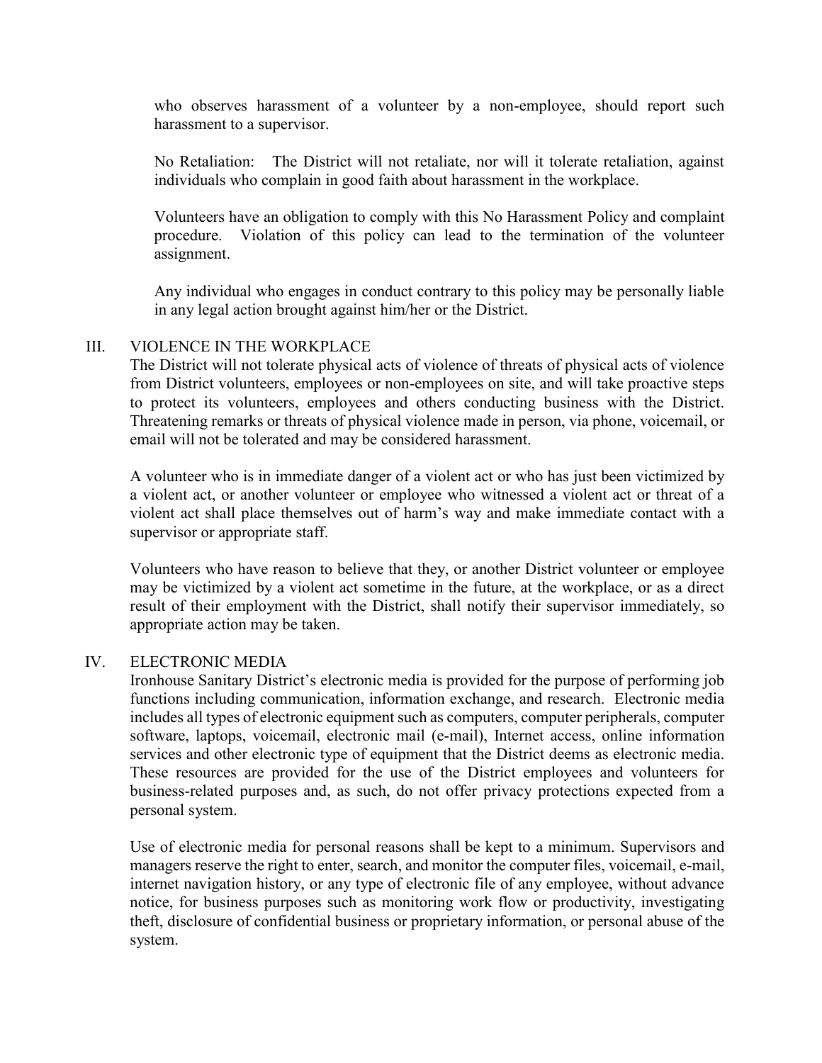who observes harassment of a volunteer by a non-employee, should report such harassment to a supervisor.

No Retaliation: The District will not retaliate, nor will it tolerate retaliation, against individuals who complain in good faith about harassment in the workplace.

Volunteers have an obligation to comply with this No Harassment Policy and complaint procedure. Violation of this policy can lead to the termination of the volunteer assignment.

Any individual who engages in conduct contrary to this policy may be personally liable in any legal action brought against him/her or the District.

## III. VIOLENCE IN THE WORKPLACE

The District will not tolerate physical acts of violence of threats of physical acts of violence from District volunteers, employees or non-employees on site, and will take proactive steps to protect its volunteers, employees and others conducting business with the District. Threatening remarks or threats of physical violence made in person, via phone, voicemail, or email will not be tolerated and may be considered harassment.

A volunteer who is in immediate danger of a violent act or who has just been victimized by a violent act, or another volunteer or employee who witnessed a violent act or threat of a violent act shall place themselves out of harm's way and make immediate contact with a supervisor or appropriate staff.

Volunteers who have reason to believe that they, or another District volunteer or employee may be victimized by a violent act sometime in the future, at the workplace, or as a direct result of their employment with the District, shall notify their supervisor immediately, so appropriate action may be taken.

## IV. ELECTRONIC MEDIA

Ironhouse Sanitary District's electronic media is provided for the purpose of performing job functions including communication, information exchange, and research. Electronic media includes all types of electronic equipment such as computers, computer peripherals, computer software, laptops, voicemail, electronic mail (e-mail), Internet access, online information services and other electronic type of equipment that the District deems as electronic media. These resources are provided for the use of the District employees and volunteers for business-related purposes and, as such, do not offer privacy protections expected from a personal system.

Use of electronic media for personal reasons shall be kept to a minimum. Supervisors and managers reserve the right to enter, search, and monitor the computer files, voicemail, e-mail, internet navigation history, or any type of electronic file of any employee, without advance notice, for business purposes such as monitoring work flow or productivity, investigating theft, disclosure of confidential business or proprietary information, or personal abuse of the system.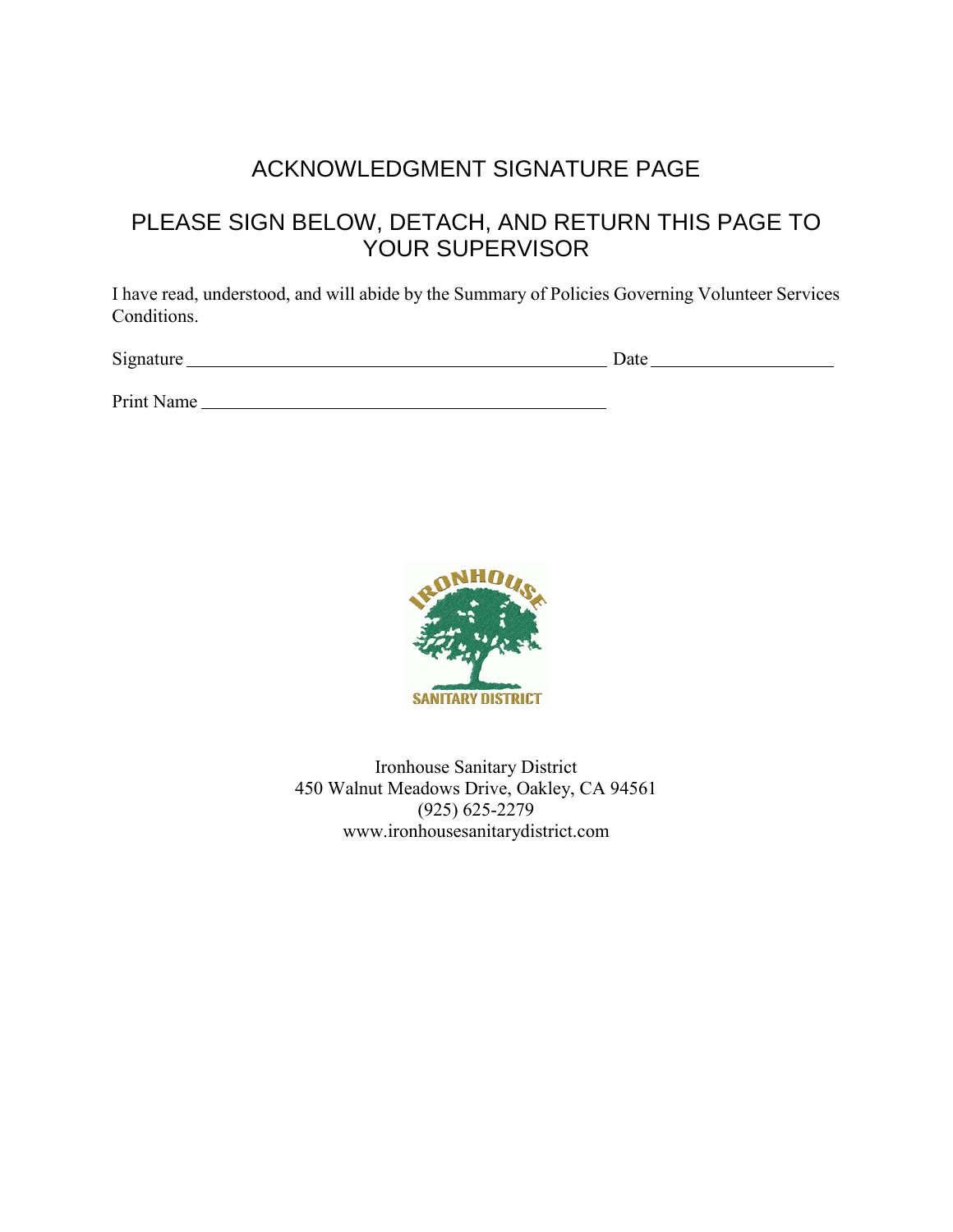# ACKNOWLEDGMENT SIGNATURE PAGE

## PLEASE SIGN BELOW, DETACH, AND RETURN THIS PAGE TO YOUR SUPERVISOR

I have read, understood, and will abide by the Summary of Policies Governing Volunteer Services Conditions.

Signature ______________________________________________ Date ____________________

Print Name ____________________________________________

IRONHOUSE

SANITARY DISTRICT

Ironhouse Sanitary District
450 Walnut Meadows Drive, Oakley, CA 94561
(925) 625-2279
www.ironhousesanitarydistrict.com